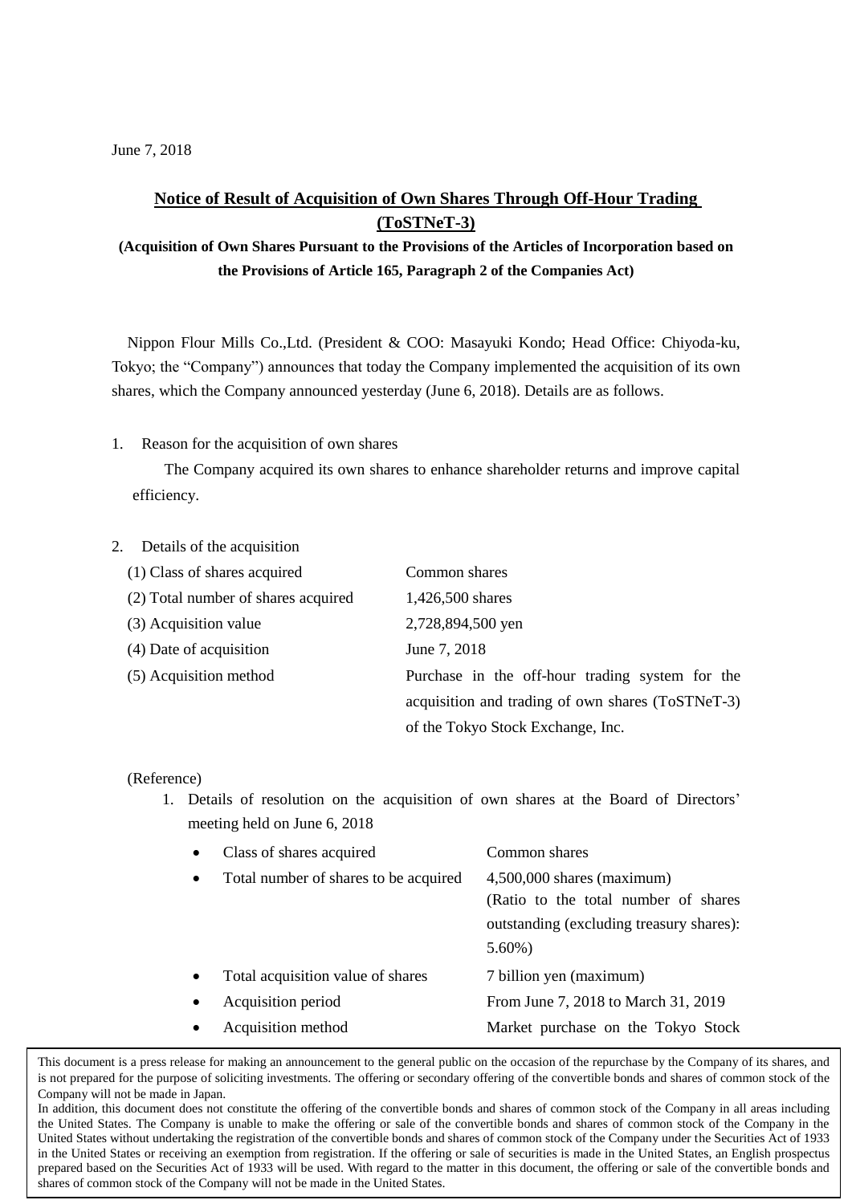June 7, 2018

# Notice of Result of Acquisition of Own Shares Through Off-Hour Trading (ToSTNeT-3)

**(Acquisition of Own Shares Pursuant to the Provisions of the Articles of Incorporation based on the Provisions of Article 165, Paragraph 2 of the Companies Act)**

Nippon Flour Mills Co.,Ltd. (President & COO: Masayuki Kondo; Head Office: Chiyoda-ku, Tokyo; the "Company") announces that today the Company implemented the acquisition of its own shares, which the Company announced yesterday (June 6, 2018). Details are as follows.

1. Reason for the acquisition of own shares

   The Company acquired its own shares to enhance shareholder returns and improve capital efficiency.

2. Details of the acquisition

| | |
|---|---|
| (1) Class of shares acquired | Common shares |
| (2) Total number of shares acquired | 1,426,500 shares |
| (3) Acquisition value | 2,728,894,500 yen |
| (4) Date of acquisition | June 7, 2018 |
| (5) Acquisition method | Purchase in the off-hour trading system for the acquisition and trading of own shares (ToSTNeT-3) of the Tokyo Stock Exchange, Inc. |

(Reference)

1. Details of resolution on the acquisition of own shares at the Board of Directors' meeting held on June 6, 2018

| | |
|---|---|
| • Class of shares acquired | Common shares |
| • Total number of shares to be acquired | 4,500,000 shares (maximum) (Ratio to the total number of shares outstanding (excluding treasury shares): 5.60%) |
| • Total acquisition value of shares | 7 billion yen (maximum) |
| • Acquisition period | From June 7, 2018 to March 31, 2019 |
| • Acquisition method | Market purchase on the Tokyo Stock |

This document is a press release for making an announcement to the general public on the occasion of the repurchase by the Company of its shares, and is not prepared for the purpose of soliciting investments. The offering or secondary offering of the convertible bonds and shares of common stock of the Company will not be made in Japan.
In addition, this document does not constitute the offering of the convertible bonds and shares of common stock of the Company in all areas including the United States. The Company is unable to make the offering or sale of the convertible bonds and shares of common stock of the Company in the United States without undertaking the registration of the convertible bonds and shares of common stock of the Company under the Securities Act of 1933 in the United States or receiving an exemption from registration. If the offering or sale of securities is made in the United States, an English prospectus prepared based on the Securities Act of 1933 will be used. With regard to the matter in this document, the offering or sale of the convertible bonds and shares of common stock of the Company will not be made in the United States.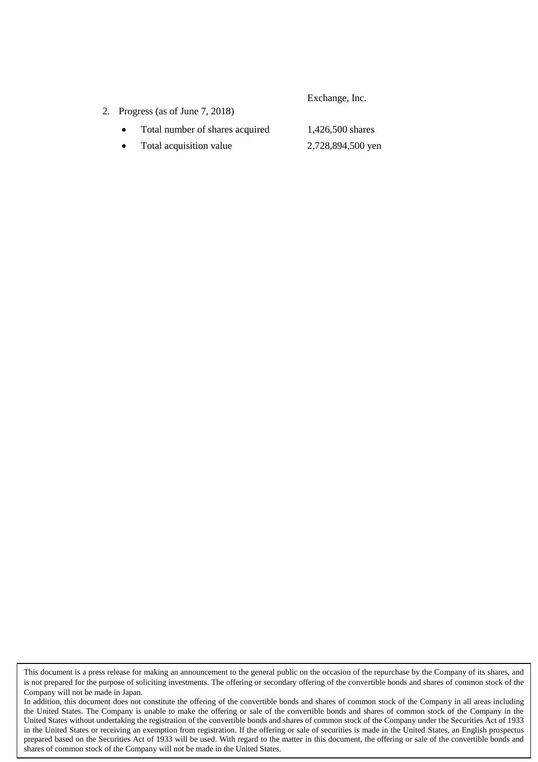Exchange, Inc.

2. Progress (as of June 7, 2018)

- Total number of shares acquired 1,426,500 shares
- Total acquisition value 2,728,894,500 yen

This document is a press release for making an announcement to the general public on the occasion of the repurchase by the Company of its shares, and is not prepared for the purpose of soliciting investments. The offering or secondary offering of the convertible bonds and shares of common stock of the Company will not be made in Japan.
In addition, this document does not constitute the offering of the convertible bonds and shares of common stock of the Company in all areas including the United States. The Company is unable to make the offering or sale of the convertible bonds and shares of common stock of the Company in the United States without undertaking the registration of the convertible bonds and shares of common stock of the Company under the Securities Act of 1933 in the United States or receiving an exemption from registration. If the offering or sale of securities is made in the United States, an English prospectus prepared based on the Securities Act of 1933 will be used. With regard to the matter in this document, the offering or sale of the convertible bonds and shares of common stock of the Company will not be made in the United States.